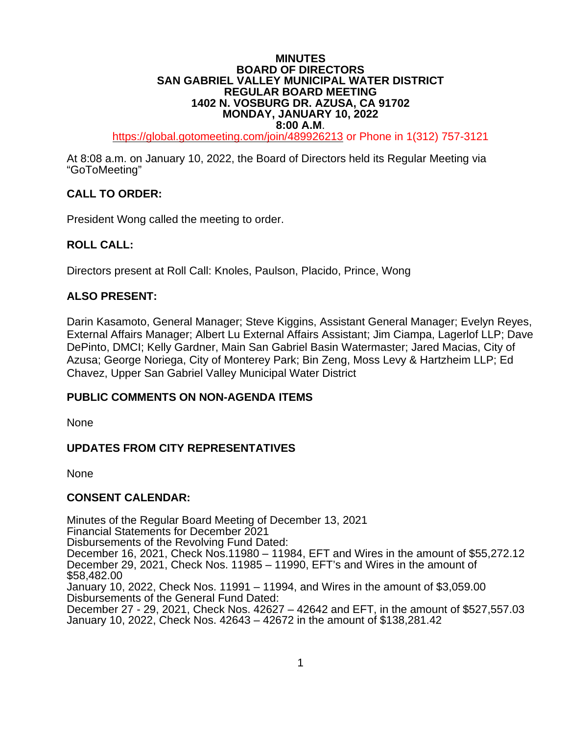**MINUTES**
**BOARD OF DIRECTORS**
**SAN GABRIEL VALLEY MUNICIPAL WATER DISTRICT**
**REGULAR BOARD MEETING**
**1402 N. VOSBURG DR. AZUSA, CA 91702**
**MONDAY, JANUARY 10, 2022**
**8:00 A.M**.

https://global.gotomeeting.com/join/489926213 or Phone in 1(312) 757-3121

At 8:08 a.m. on January 10, 2022, the Board of Directors held its Regular Meeting via "GoToMeeting"

## CALL TO ORDER:

President Wong called the meeting to order.

## ROLL CALL:

Directors present at Roll Call: Knoles, Paulson, Placido, Prince, Wong

## ALSO PRESENT:

Darin Kasamoto, General Manager; Steve Kiggins, Assistant General Manager; Evelyn Reyes, External Affairs Manager; Albert Lu External Affairs Assistant; Jim Ciampa, Lagerlof LLP; Dave DePinto, DMCI; Kelly Gardner, Main San Gabriel Basin Watermaster; Jared Macias, City of Azusa; George Noriega, City of Monterey Park; Bin Zeng, Moss Levy & Hartzheim LLP; Ed Chavez, Upper San Gabriel Valley Municipal Water District

## PUBLIC COMMENTS ON NON-AGENDA ITEMS

None

## UPDATES FROM CITY REPRESENTATIVES

None

## CONSENT CALENDAR:

Minutes of the Regular Board Meeting of December 13, 2021
Financial Statements for December 2021
Disbursements of the Revolving Fund Dated:
December 16, 2021, Check Nos.11980 – 11984, EFT and Wires in the amount of $55,272.12
December 29, 2021, Check Nos. 11985 – 11990, EFT's and Wires in the amount of $58,482.00
January 10, 2022, Check Nos. 11991 – 11994, and Wires in the amount of $3,059.00
Disbursements of the General Fund Dated:
December 27 - 29, 2021, Check Nos. 42627 – 42642 and EFT, in the amount of $527,557.03
January 10, 2022, Check Nos. 42643 – 42672 in the amount of $138,281.42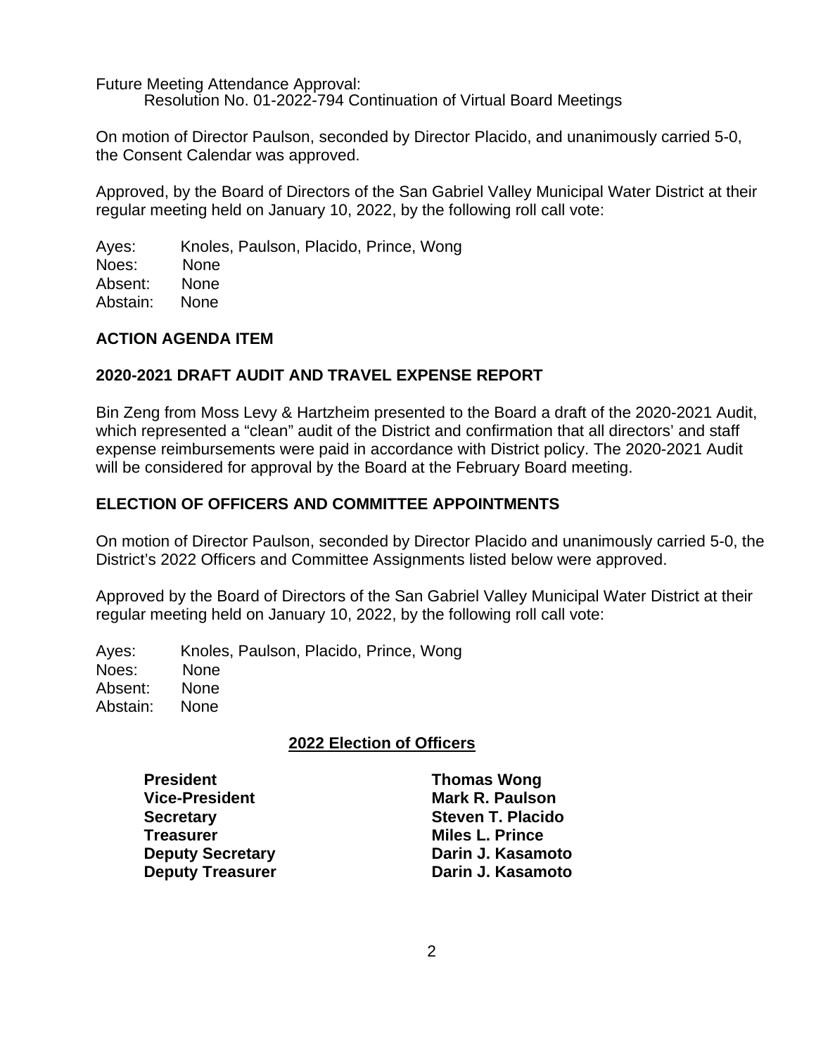Future Meeting Attendance Approval:

Resolution No. 01-2022-794 Continuation of Virtual Board Meetings

On motion of Director Paulson, seconded by Director Placido, and unanimously carried 5-0, the Consent Calendar was approved.

Approved, by the Board of Directors of the San Gabriel Valley Municipal Water District at their regular meeting held on January 10, 2022, by the following roll call vote:

Ayes: Knoles, Paulson, Placido, Prince, Wong
Noes: None
Absent: None
Abstain: None

## ACTION AGENDA ITEM

## 2020-2021 DRAFT AUDIT AND TRAVEL EXPENSE REPORT

Bin Zeng from Moss Levy & Hartzheim presented to the Board a draft of the 2020-2021 Audit, which represented a "clean" audit of the District and confirmation that all directors' and staff expense reimbursements were paid in accordance with District policy. The 2020-2021 Audit will be considered for approval by the Board at the February Board meeting.

## ELECTION OF OFFICERS AND COMMITTEE APPOINTMENTS

On motion of Director Paulson, seconded by Director Placido and unanimously carried 5-0, the District's 2022 Officers and Committee Assignments listed below were approved.

Approved by the Board of Directors of the San Gabriel Valley Municipal Water District at their regular meeting held on January 10, 2022, by the following roll call vote:

Ayes: Knoles, Paulson, Placido, Prince, Wong
Noes: None
Absent: None
Abstain: None

### 2022 Election of Officers

| | |
|---|---|
| **President** | **Thomas Wong** |
| **Vice-President** | **Mark R. Paulson** |
| **Secretary** | **Steven T. Placido** |
| **Treasurer** | **Miles L. Prince** |
| **Deputy Secretary** | **Darin J. Kasamoto** |
| **Deputy Treasurer** | **Darin J. Kasamoto** |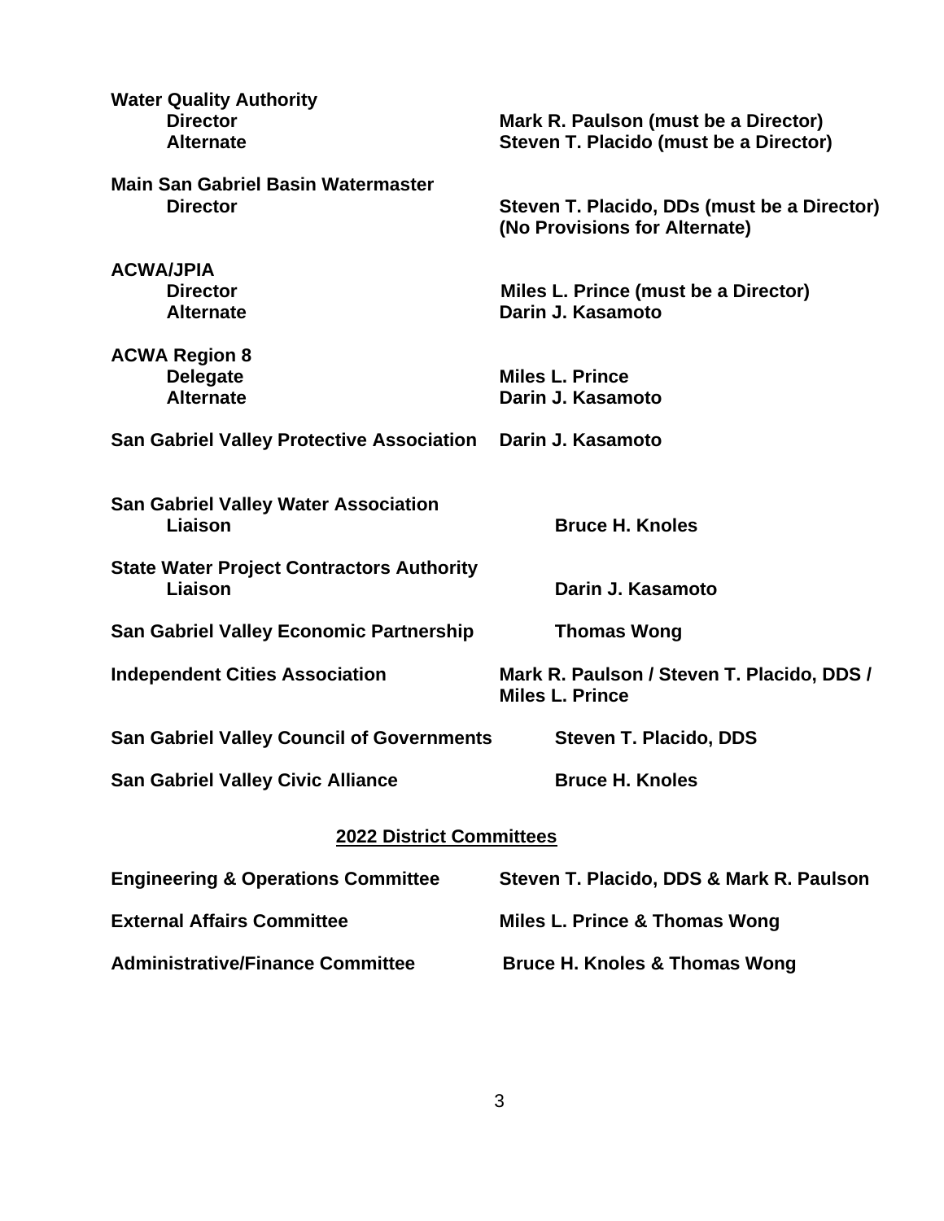**Water Quality Authority**

| | |
|---|---|
| **Director** | **Mark R. Paulson (must be a Director)** |
| **Alternate** | **Steven T. Placido (must be a Director)** |

**Main San Gabriel Basin Watermaster**

| | |
|---|---|
| **Director** | **Steven T. Placido, DDs (must be a Director) (No Provisions for Alternate)** |

**ACWA/JPIA**

| | |
|---|---|
| **Director** | **Miles L. Prince (must be a Director)** |
| **Alternate** | **Darin J. Kasamoto** |

**ACWA Region 8**

| | |
|---|---|
| **Delegate** | **Miles L. Prince** |
| **Alternate** | **Darin J. Kasamoto** |

**San Gabriel Valley Protective Association** — **Darin J. Kasamoto**

**San Gabriel Valley Water Association**

| | |
|---|---|
| **Liaison** | **Bruce H. Knoles** |

**State Water Project Contractors Authority**

| | |
|---|---|
| **Liaison** | **Darin J. Kasamoto** |

**San Gabriel Valley Economic Partnership** — **Thomas Wong**

**Independent Cities Association** — **Mark R. Paulson / Steven T. Placido, DDS / Miles L. Prince**

**San Gabriel Valley Council of Governments** — **Steven T. Placido, DDS**

**San Gabriel Valley Civic Alliance** — **Bruce H. Knoles**

## 2022 District Committees

| Committee | Members |
|---|---|
| **Engineering & Operations Committee** | **Steven T. Placido, DDS & Mark R. Paulson** |
| **External Affairs Committee** | **Miles L. Prince & Thomas Wong** |
| **Administrative/Finance Committee** | **Bruce H. Knoles & Thomas Wong** |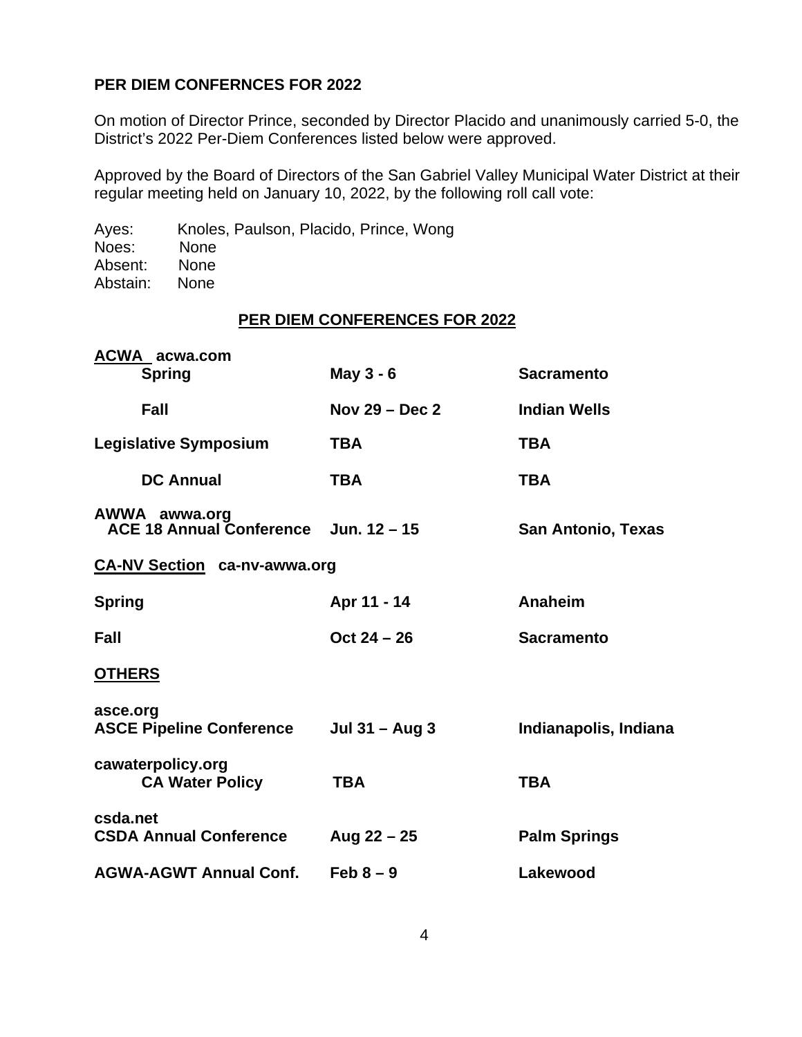**PER DIEM CONFERNCES FOR 2022**

On motion of Director Prince, seconded by Director Placido and unanimously carried 5-0, the District's 2022 Per-Diem Conferences listed below were approved.

Approved by the Board of Directors of the San Gabriel Valley Municipal Water District at their regular meeting held on January 10, 2022, by the following roll call vote:

Ayes: Knoles, Paulson, Placido, Prince, Wong
Noes: None
Absent: None
Abstain: None

**PER DIEM CONFERENCES FOR 2022**

| Conference | Dates | Location |
|---|---|---|
| **ACWA** acwa.com | | |
| **Spring** | **May 3 - 6** | **Sacramento** |
| **Fall** | **Nov 29 – Dec 2** | **Indian Wells** |
| **Legislative Symposium** | **TBA** | **TBA** |
| **DC Annual** | **TBA** | **TBA** |
| **AWWA awwa.org** | | |
| **ACE 18 Annual Conference** | **Jun. 12 – 15** | **San Antonio, Texas** |
| **CA-NV Section ca-nv-awwa.org** | | |
| **Spring** | **Apr 11 - 14** | **Anaheim** |
| **Fall** | **Oct 24 – 26** | **Sacramento** |
| **OTHERS** | | |
| **asce.org** | | |
| **ASCE Pipeline Conference** | **Jul 31 – Aug 3** | **Indianapolis, Indiana** |
| **cawaterpolicy.org** | | |
| **CA Water Policy** | **TBA** | **TBA** |
| **csda.net** | | |
| **CSDA Annual Conference** | **Aug 22 – 25** | **Palm Springs** |
| **AGWA-AGWT Annual Conf.** | **Feb 8 – 9** | **Lakewood** |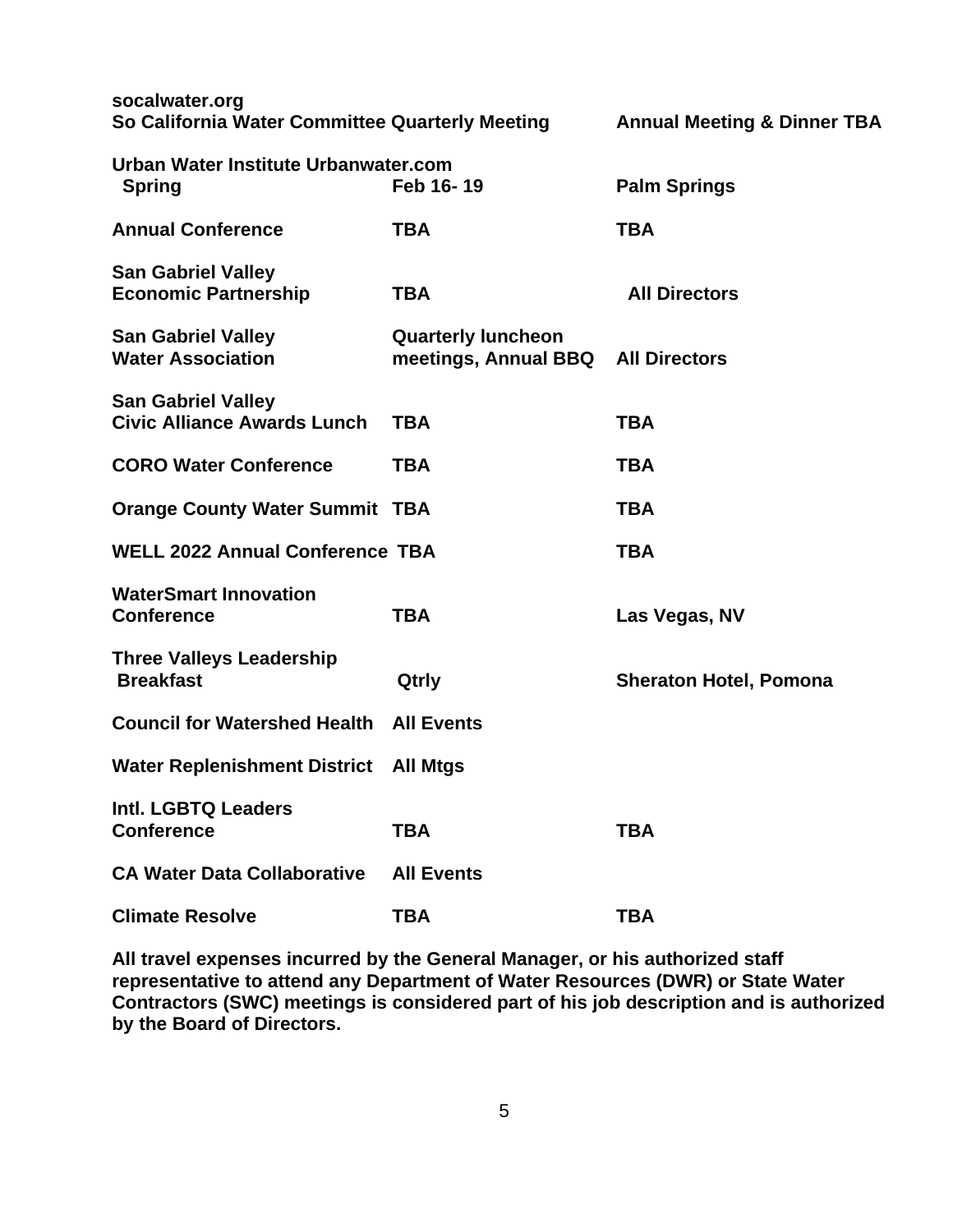| | | |
|---|---|---|
| **socalwater.org**<br>**So California Water Committee Quarterly Meeting** | | **Annual Meeting & Dinner TBA** |
| **Urban Water Institute Urbanwater.com**<br>**Spring** | **Feb 16- 19** | **Palm Springs** |
| **Annual Conference** | **TBA** | **TBA** |
| **San Gabriel Valley Economic Partnership** | **TBA** | **All Directors** |
| **San Gabriel Valley Water Association** | **Quarterly luncheon meetings, Annual BBQ** | **All Directors** |
| **San Gabriel Valley Civic Alliance Awards Lunch** | **TBA** | **TBA** |
| **CORO Water Conference** | **TBA** | **TBA** |
| **Orange County Water Summit** | **TBA** | **TBA** |
| **WELL 2022 Annual Conference** | **TBA** | **TBA** |
| **WaterSmart Innovation Conference** | **TBA** | **Las Vegas, NV** |
| **Three Valleys Leadership Breakfast** | **Qtrly** | **Sheraton Hotel, Pomona** |
| **Council for Watershed Health** | **All Events** | |
| **Water Replenishment District** | **All Mtgs** | |
| **Intl. LGBTQ Leaders Conference** | **TBA** | **TBA** |
| **CA Water Data Collaborative** | **All Events** | |
| **Climate Resolve** | **TBA** | **TBA** |

**All travel expenses incurred by the General Manager, or his authorized staff representative to attend any Department of Water Resources (DWR) or State Water Contractors (SWC) meetings is considered part of his job description and is authorized by the Board of Directors.**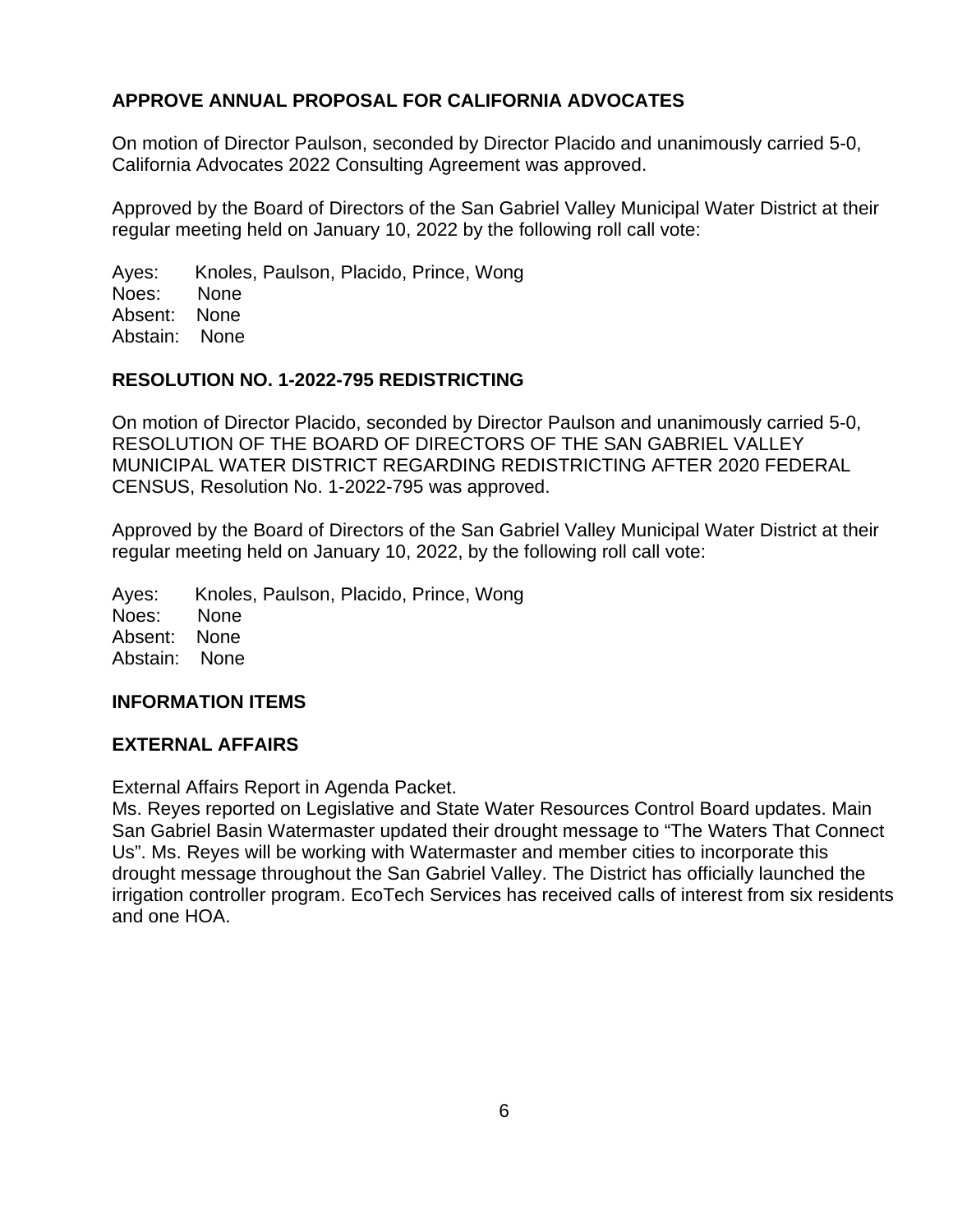## APPROVE ANNUAL PROPOSAL FOR CALIFORNIA ADVOCATES

On motion of Director Paulson, seconded by Director Placido and unanimously carried 5-0, California Advocates 2022 Consulting Agreement was approved.

Approved by the Board of Directors of the San Gabriel Valley Municipal Water District at their regular meeting held on January 10, 2022 by the following roll call vote:

Ayes: Knoles, Paulson, Placido, Prince, Wong
Noes: None
Absent: None
Abstain: None

## RESOLUTION NO. 1-2022-795 REDISTRICTING

On motion of Director Placido, seconded by Director Paulson and unanimously carried 5-0, RESOLUTION OF THE BOARD OF DIRECTORS OF THE SAN GABRIEL VALLEY MUNICIPAL WATER DISTRICT REGARDING REDISTRICTING AFTER 2020 FEDERAL CENSUS, Resolution No. 1-2022-795 was approved.

Approved by the Board of Directors of the San Gabriel Valley Municipal Water District at their regular meeting held on January 10, 2022, by the following roll call vote:

Ayes: Knoles, Paulson, Placido, Prince, Wong
Noes: None
Absent: None
Abstain: None

## INFORMATION ITEMS

## EXTERNAL AFFAIRS

External Affairs Report in Agenda Packet.
Ms. Reyes reported on Legislative and State Water Resources Control Board updates. Main San Gabriel Basin Watermaster updated their drought message to "The Waters That Connect Us". Ms. Reyes will be working with Watermaster and member cities to incorporate this drought message throughout the San Gabriel Valley. The District has officially launched the irrigation controller program. EcoTech Services has received calls of interest from six residents and one HOA.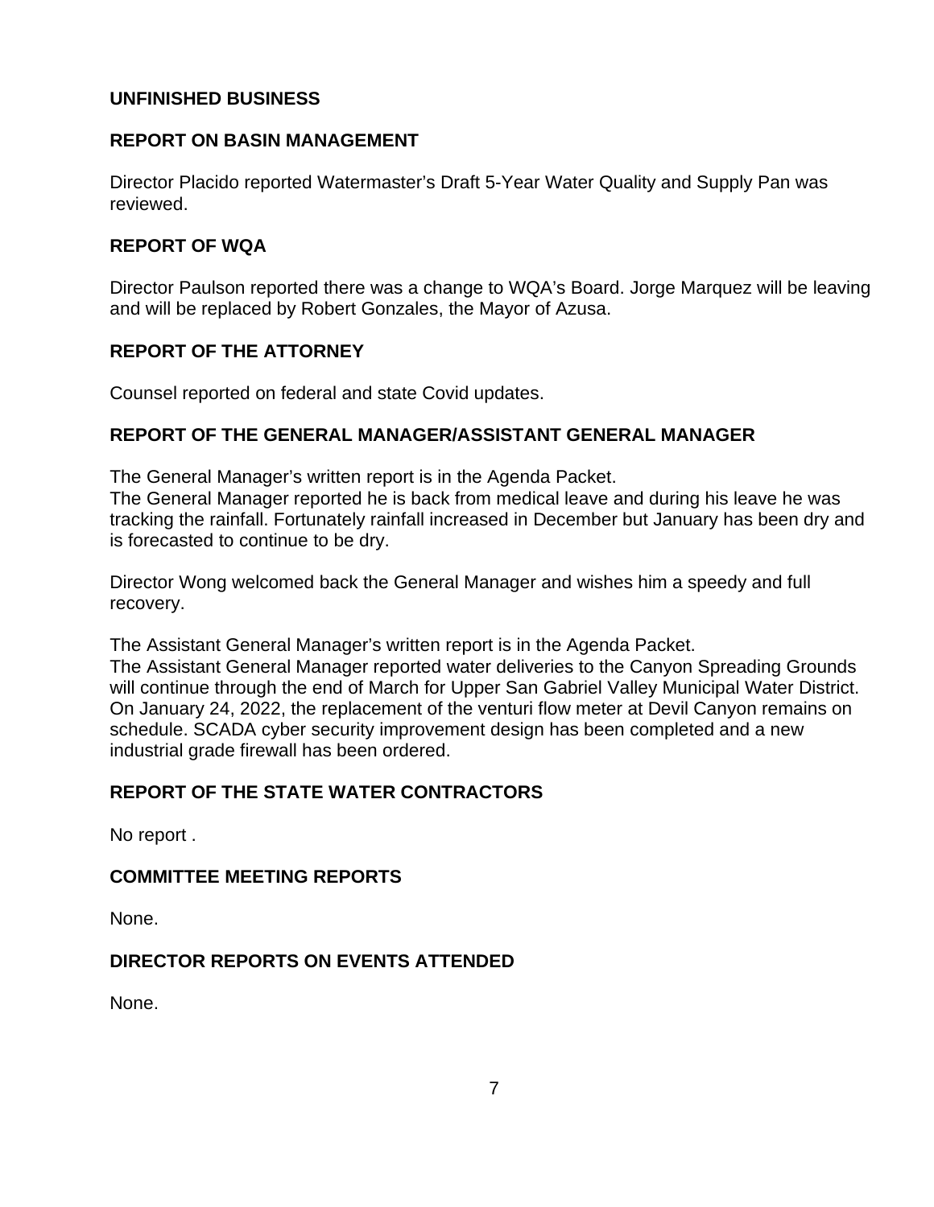## UNFINISHED BUSINESS

## REPORT ON BASIN MANAGEMENT

Director Placido reported Watermaster's Draft 5-Year Water Quality and Supply Pan was reviewed.

## REPORT OF WQA

Director Paulson reported there was a change to WQA's Board. Jorge Marquez will be leaving and will be replaced by Robert Gonzales, the Mayor of Azusa.

## REPORT OF THE ATTORNEY

Counsel reported on federal and state Covid updates.

## REPORT OF THE GENERAL MANAGER/ASSISTANT GENERAL MANAGER

The General Manager's written report is in the Agenda Packet.
The General Manager reported he is back from medical leave and during his leave he was tracking the rainfall. Fortunately rainfall increased in December but January has been dry and is forecasted to continue to be dry.

Director Wong welcomed back the General Manager and wishes him a speedy and full recovery.

The Assistant General Manager's written report is in the Agenda Packet.
The Assistant General Manager reported water deliveries to the Canyon Spreading Grounds will continue through the end of March for Upper San Gabriel Valley Municipal Water District. On January 24, 2022, the replacement of the venturi flow meter at Devil Canyon remains on schedule. SCADA cyber security improvement design has been completed and a new industrial grade firewall has been ordered.

## REPORT OF THE STATE WATER CONTRACTORS

No report .

## COMMITTEE MEETING REPORTS

None.

## DIRECTOR REPORTS ON EVENTS ATTENDED

None.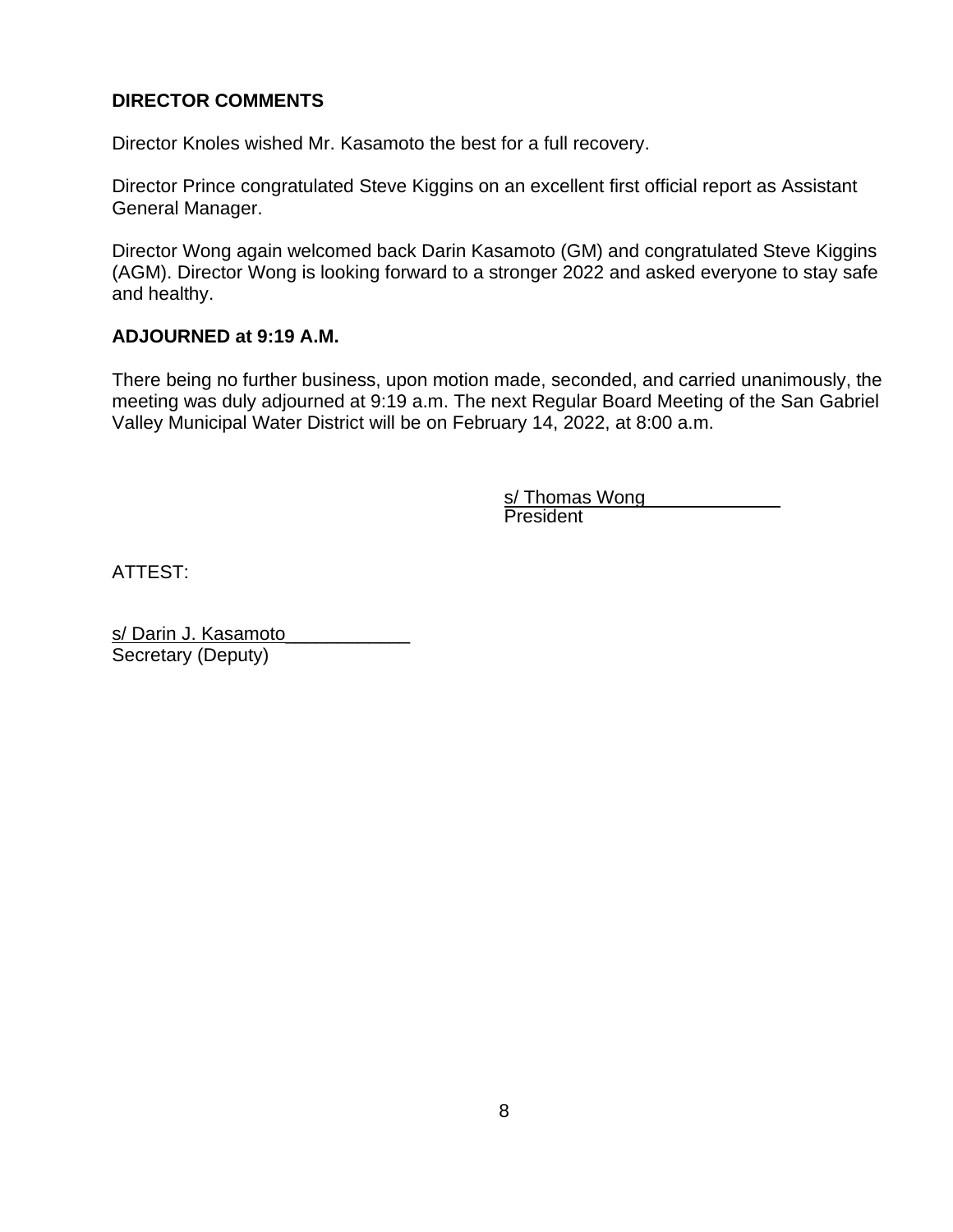**DIRECTOR COMMENTS**

Director Knoles wished Mr. Kasamoto the best for a full recovery.

Director Prince congratulated Steve Kiggins on an excellent first official report as Assistant General Manager.

Director Wong again welcomed back Darin Kasamoto (GM) and congratulated Steve Kiggins (AGM). Director Wong is looking forward to a stronger 2022 and asked everyone to stay safe and healthy.

**ADJOURNED at 9:19 A.M.**

There being no further business, upon motion made, seconded, and carried unanimously, the meeting was duly adjourned at 9:19 a.m. The next Regular Board Meeting of the San Gabriel Valley Municipal Water District will be on February 14, 2022, at 8:00 a.m.

s/ Thomas Wong
President

ATTEST:

s/ Darin J. Kasamoto
Secretary (Deputy)